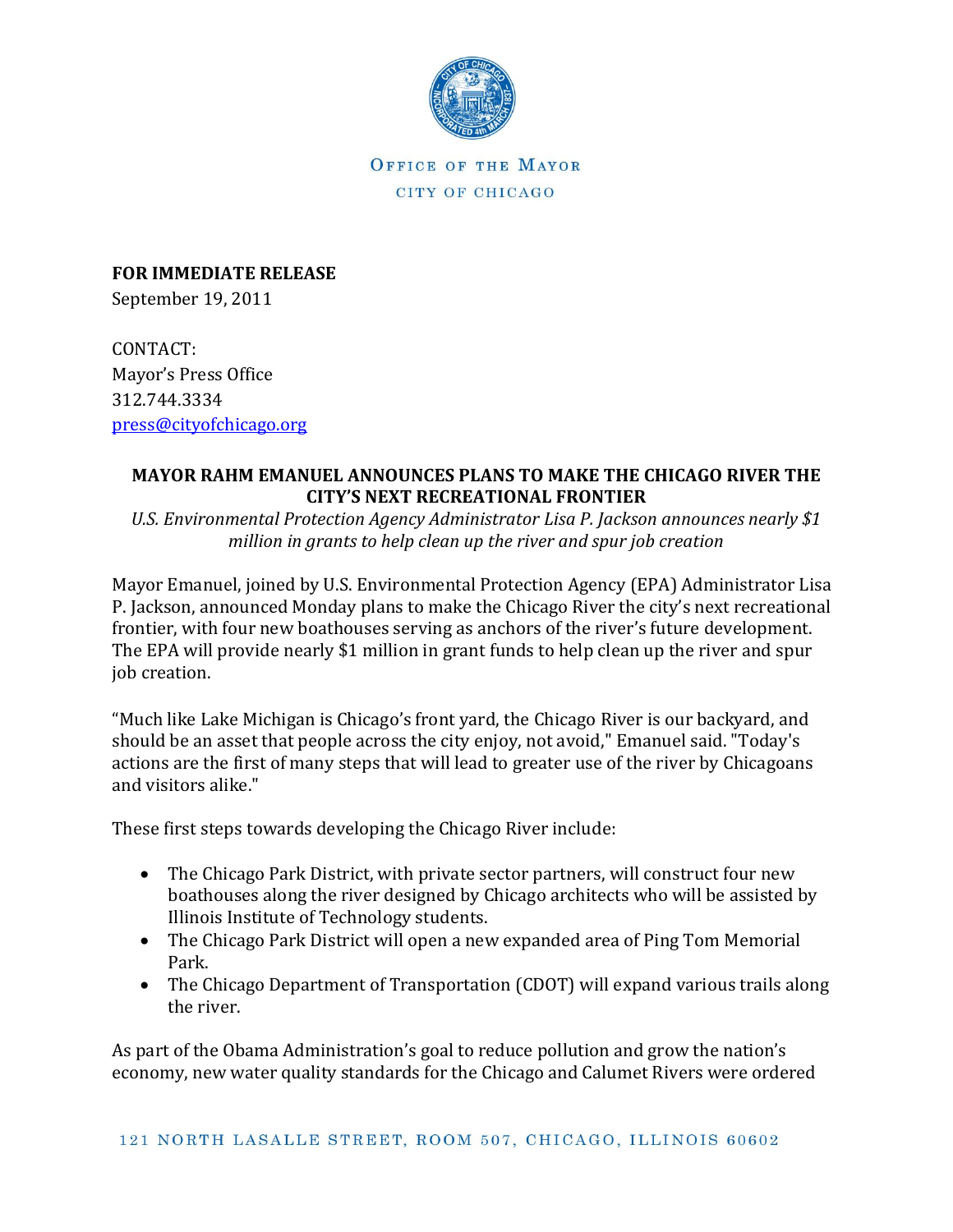OFFICE OF THE MAYOR

CITY OF CHICAGO

**FOR IMMEDIATE RELEASE**
September 19, 2011

CONTACT:
Mayor's Press Office
312.744.3334
press@cityofchicago.org

**MAYOR RAHM EMANUEL ANNOUNCES PLANS TO MAKE THE CHICAGO RIVER THE CITY'S NEXT RECREATIONAL FRONTIER**

*U.S. Environmental Protection Agency Administrator Lisa P. Jackson announces nearly $1 million in grants to help clean up the river and spur job creation*

Mayor Emanuel, joined by U.S. Environmental Protection Agency (EPA) Administrator Lisa P. Jackson, announced Monday plans to make the Chicago River the city's next recreational frontier, with four new boathouses serving as anchors of the river's future development. The EPA will provide nearly $1 million in grant funds to help clean up the river and spur job creation.

"Much like Lake Michigan is Chicago's front yard, the Chicago River is our backyard, and should be an asset that people across the city enjoy, not avoid," Emanuel said. "Today's actions are the first of many steps that will lead to greater use of the river by Chicagoans and visitors alike."

These first steps towards developing the Chicago River include:

- The Chicago Park District, with private sector partners, will construct four new boathouses along the river designed by Chicago architects who will be assisted by Illinois Institute of Technology students.
- The Chicago Park District will open a new expanded area of Ping Tom Memorial Park.
- The Chicago Department of Transportation (CDOT) will expand various trails along the river.

As part of the Obama Administration's goal to reduce pollution and grow the nation's economy, new water quality standards for the Chicago and Calumet Rivers were ordered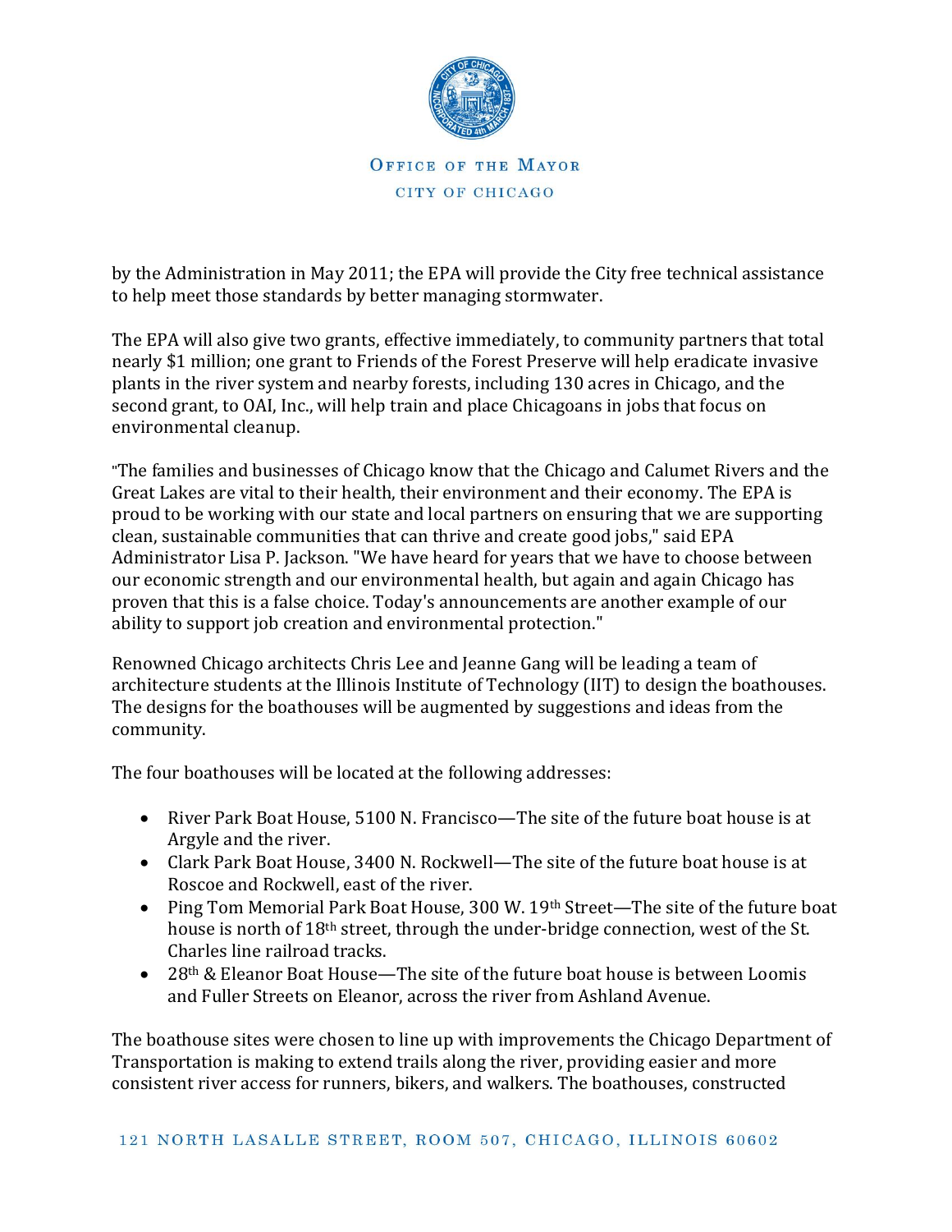by the Administration in May 2011; the EPA will provide the City free technical assistance to help meet those standards by better managing stormwater.

The EPA will also give two grants, effective immediately, to community partners that total nearly $1 million; one grant to Friends of the Forest Preserve will help eradicate invasive plants in the river system and nearby forests, including 130 acres in Chicago, and the second grant, to OAI, Inc., will help train and place Chicagoans in jobs that focus on environmental cleanup.

"The families and businesses of Chicago know that the Chicago and Calumet Rivers and the Great Lakes are vital to their health, their environment and their economy. The EPA is proud to be working with our state and local partners on ensuring that we are supporting clean, sustainable communities that can thrive and create good jobs," said EPA Administrator Lisa P. Jackson. "We have heard for years that we have to choose between our economic strength and our environmental health, but again and again Chicago has proven that this is a false choice. Today's announcements are another example of our ability to support job creation and environmental protection."

Renowned Chicago architects Chris Lee and Jeanne Gang will be leading a team of architecture students at the Illinois Institute of Technology (IIT) to design the boathouses. The designs for the boathouses will be augmented by suggestions and ideas from the community.

The four boathouses will be located at the following addresses:

- River Park Boat House, 5100 N. Francisco—The site of the future boat house is at Argyle and the river.
- Clark Park Boat House, 3400 N. Rockwell—The site of the future boat house is at Roscoe and Rockwell, east of the river.
- Ping Tom Memorial Park Boat House, 300 W. 19th Street—The site of the future boat house is north of 18th street, through the under-bridge connection, west of the St. Charles line railroad tracks.
- 28th & Eleanor Boat House—The site of the future boat house is between Loomis and Fuller Streets on Eleanor, across the river from Ashland Avenue.

The boathouse sites were chosen to line up with improvements the Chicago Department of Transportation is making to extend trails along the river, providing easier and more consistent river access for runners, bikers, and walkers. The boathouses, constructed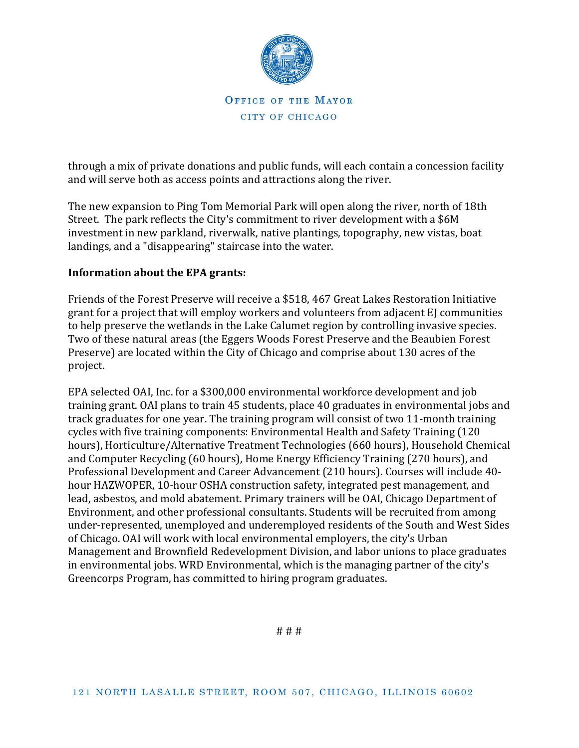through a mix of private donations and public funds, will each contain a concession facility and will serve both as access points and attractions along the river.

The new expansion to Ping Tom Memorial Park will open along the river, north of 18th Street. The park reflects the City's commitment to river development with a $6M investment in new parkland, riverwalk, native plantings, topography, new vistas, boat landings, and a "disappearing" staircase into the water.

**Information about the EPA grants:**

Friends of the Forest Preserve will receive a $518, 467 Great Lakes Restoration Initiative grant for a project that will employ workers and volunteers from adjacent EJ communities to help preserve the wetlands in the Lake Calumet region by controlling invasive species. Two of these natural areas (the Eggers Woods Forest Preserve and the Beaubien Forest Preserve) are located within the City of Chicago and comprise about 130 acres of the project.

EPA selected OAI, Inc. for a $300,000 environmental workforce development and job training grant. OAI plans to train 45 students, place 40 graduates in environmental jobs and track graduates for one year. The training program will consist of two 11-month training cycles with five training components: Environmental Health and Safety Training (120 hours), Horticulture/Alternative Treatment Technologies (660 hours), Household Chemical and Computer Recycling (60 hours), Home Energy Efficiency Training (270 hours), and Professional Development and Career Advancement (210 hours). Courses will include 40-hour HAZWOPER, 10-hour OSHA construction safety, integrated pest management, and lead, asbestos, and mold abatement. Primary trainers will be OAI, Chicago Department of Environment, and other professional consultants. Students will be recruited from among under-represented, unemployed and underemployed residents of the South and West Sides of Chicago. OAI will work with local environmental employers, the city's Urban Management and Brownfield Redevelopment Division, and labor unions to place graduates in environmental jobs. WRD Environmental, which is the managing partner of the city's Greencorps Program, has committed to hiring program graduates.

# # #